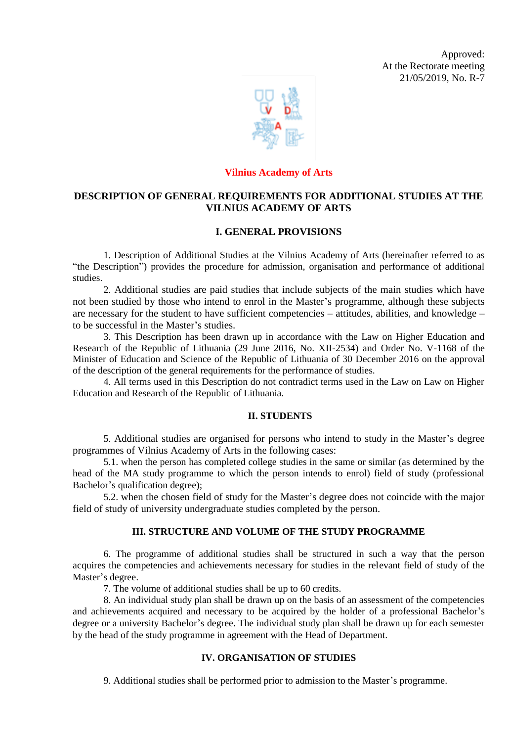Approved:
At the Rectorate meeting
21/05/2019, No. R-7

**Vilnius Academy of Arts**

# DESCRIPTION OF GENERAL REQUIREMENTS FOR ADDITIONAL STUDIES AT THE VILNIUS ACADEMY OF ARTS

## I. GENERAL PROVISIONS

1. Description of Additional Studies at the Vilnius Academy of Arts (hereinafter referred to as "the Description") provides the procedure for admission, organisation and performance of additional studies.

2. Additional studies are paid studies that include subjects of the main studies which have not been studied by those who intend to enrol in the Master's programme, although these subjects are necessary for the student to have sufficient competencies – attitudes, abilities, and knowledge – to be successful in the Master's studies.

3. This Description has been drawn up in accordance with the Law on Higher Education and Research of the Republic of Lithuania (29 June 2016, No. XII-2534) and Order No. V-1168 of the Minister of Education and Science of the Republic of Lithuania of 30 December 2016 on the approval of the description of the general requirements for the performance of studies.

4. All terms used in this Description do not contradict terms used in the Law on Law on Higher Education and Research of the Republic of Lithuania.

## II. STUDENTS

5. Additional studies are organised for persons who intend to study in the Master's degree programmes of Vilnius Academy of Arts in the following cases:

5.1. when the person has completed college studies in the same or similar (as determined by the head of the MA study programme to which the person intends to enrol) field of study (professional Bachelor's qualification degree);

5.2. when the chosen field of study for the Master's degree does not coincide with the major field of study of university undergraduate studies completed by the person.

## III. STRUCTURE AND VOLUME OF THE STUDY PROGRAMME

6. The programme of additional studies shall be structured in such a way that the person acquires the competencies and achievements necessary for studies in the relevant field of study of the Master's degree.

7. The volume of additional studies shall be up to 60 credits.

8. An individual study plan shall be drawn up on the basis of an assessment of the competencies and achievements acquired and necessary to be acquired by the holder of a professional Bachelor's degree or a university Bachelor's degree. The individual study plan shall be drawn up for each semester by the head of the study programme in agreement with the Head of Department.

## IV. ORGANISATION OF STUDIES

9. Additional studies shall be performed prior to admission to the Master's programme.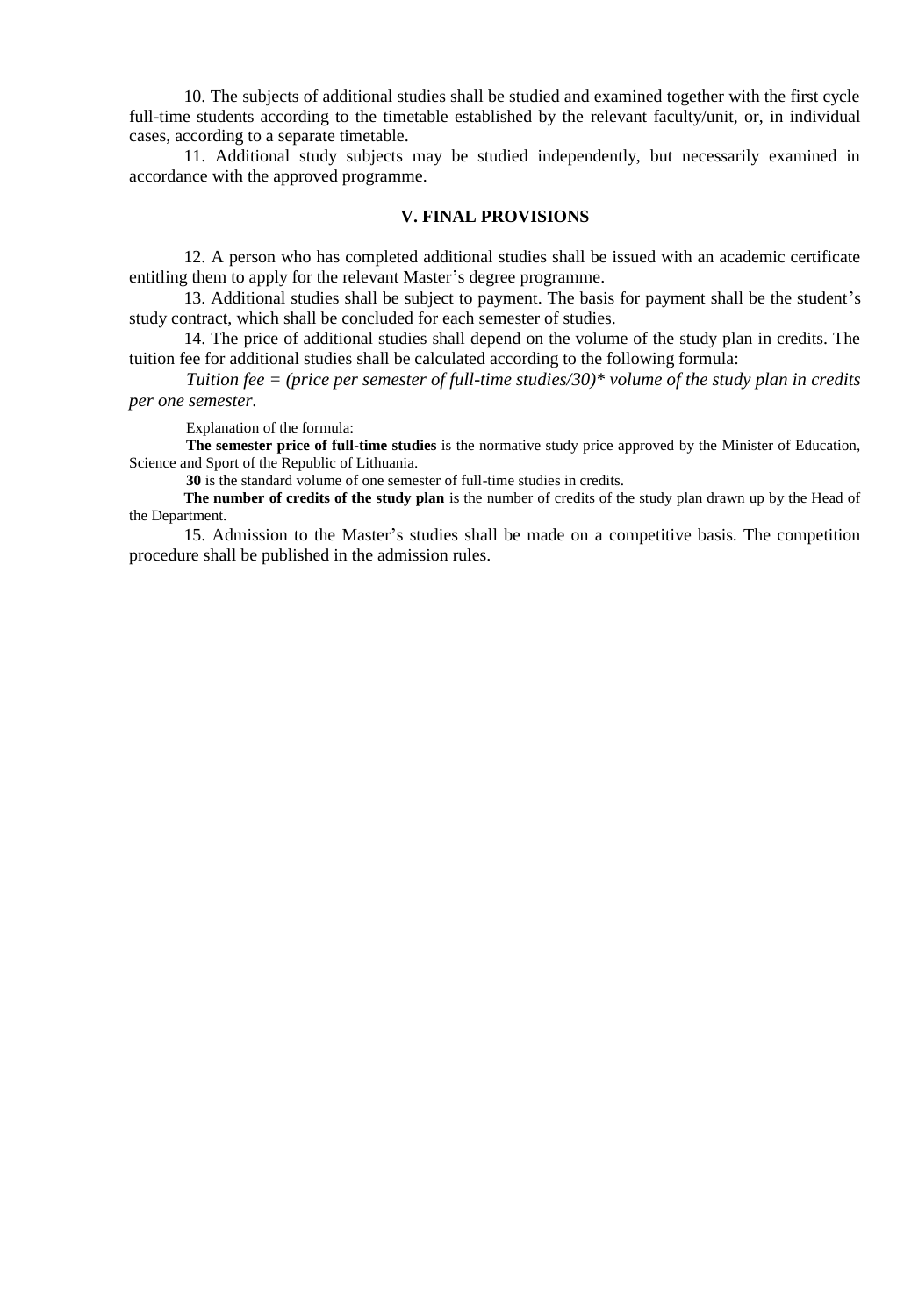10. The subjects of additional studies shall be studied and examined together with the first cycle full-time students according to the timetable established by the relevant faculty/unit, or, in individual cases, according to a separate timetable.

11. Additional study subjects may be studied independently, but necessarily examined in accordance with the approved programme.

## V. FINAL PROVISIONS

12. A person who has completed additional studies shall be issued with an academic certificate entitling them to apply for the relevant Master's degree programme.

13. Additional studies shall be subject to payment. The basis for payment shall be the student's study contract, which shall be concluded for each semester of studies.

14. The price of additional studies shall depend on the volume of the study plan in credits. The tuition fee for additional studies shall be calculated according to the following formula:

*Tuition fee = (price per semester of full-time studies/30)\* volume of the study plan in credits per one semester*.

Explanation of the formula:

**The semester price of full-time studies** is the normative study price approved by the Minister of Education, Science and Sport of the Republic of Lithuania.

**30** is the standard volume of one semester of full-time studies in credits.

**The number of credits of the study plan** is the number of credits of the study plan drawn up by the Head of the Department.

15. Admission to the Master's studies shall be made on a competitive basis. The competition procedure shall be published in the admission rules.